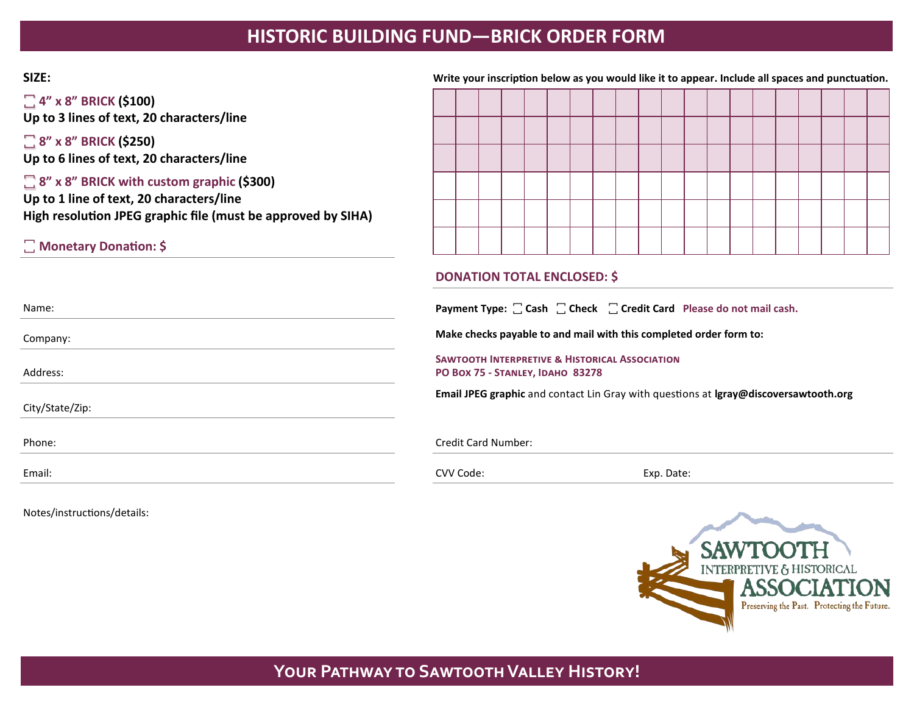# HISTORIC BUILDING FUND—BRICK ORDER FORM

**SIZE:**

☐ **4" x 8" BRICK ($100)**
**Up to 3 lines of text, 20 characters/line**

☐ **8" x 8" BRICK ($250)**
**Up to 6 lines of text, 20 characters/line**

☐ **8" x 8" BRICK with custom graphic ($300)**
**Up to 1 line of text, 20 characters/line**
**High resolution JPEG graphic file (must be approved by SIHA)**

☐ **Monetary Donation: $**

Name:

Company:

Address:

City/State/Zip:

Phone:

Email:

Notes/instructions/details:

**Write your inscription below as you would like it to appear. Include all spaces and punctuation.**

| | | | | | | | | | | | | | | | | | | | |
|---|---|---|---|---|---|---|---|---|---|---|---|---|---|---|---|---|---|---|---|
| | | | | | | | | | | | | | | | | | | | |
| | | | | | | | | | | | | | | | | | | | |
| | | | | | | | | | | | | | | | | | | | |
| | | | | | | | | | | | | | | | | | | | |
| | | | | | | | | | | | | | | | | | | | |

**DONATION TOTAL ENCLOSED: $**

**Payment Type:** ☐ **Cash** ☐ **Check** ☐ **Credit Card** **Please do not mail cash.**

**Make checks payable to and mail with this completed order form to:**

**SAWTOOTH INTERPRETIVE & HISTORICAL ASSOCIATION**
**PO BOX 75 - STANLEY, IDAHO 83278**

**Email JPEG graphic** and contact Lin Gray with questions at **lgray@discoversawtooth.org**

Credit Card Number:

CVV Code: Exp. Date:

SAWTOOTH INTERPRETIVE & HISTORICAL ASSOCIATION
Preserving the Past. Protecting the Future.

**YOUR PATHWAY TO SAWTOOTH VALLEY HISTORY!**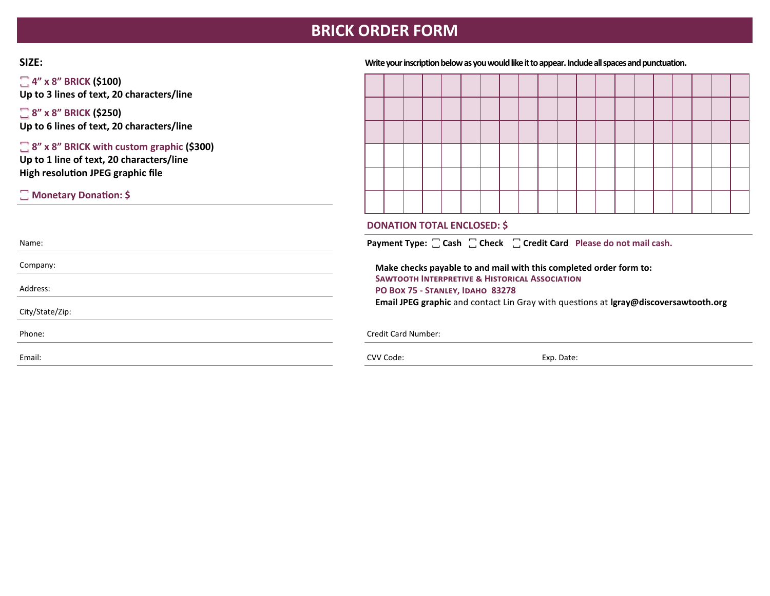# BRICK ORDER FORM

**SIZE:**

- [ ] **4” x 8” BRICK ($100)**
**Up to 3 lines of text, 20 characters/line**

- [ ] **8” x 8” BRICK ($250)**
**Up to 6 lines of text, 20 characters/line**

- [ ] **8” x 8” BRICK with custom graphic ($300)**
**Up to 1 line of text, 20 characters/line**
**High resolution JPEG graphic file**

- [ ] **Monetary Donation: $**

Name:

Company:

Address:

City/State/Zip:

Phone:

Email:

**Write your inscription below as you would like it to appear. Include all spaces and punctuation.**

| | | | | | | | | | | | | | | | | | | | |
|---|---|---|---|---|---|---|---|---|---|---|---|---|---|---|---|---|---|---|---|
| | | | | | | | | | | | | | | | | | | | |
| | | | | | | | | | | | | | | | | | | | |
| | | | | | | | | | | | | | | | | | | | |
| | | | | | | | | | | | | | | | | | | | |
| | | | | | | | | | | | | | | | | | | | |

**DONATION TOTAL ENCLOSED: $**

**Payment Type:** [ ] Cash [ ] Check [ ] Credit Card **Please do not mail cash.**

**Make checks payable to and mail with this completed order form to:**
**SAWTOOTH INTERPRETIVE & HISTORICAL ASSOCIATION**
**PO BOX 75 - STANLEY, IDAHO 83278**
**Email JPEG graphic** and contact Lin Gray with questions at **lgray@discoversawtooth.org**

Credit Card Number:

CVV Code: Exp. Date: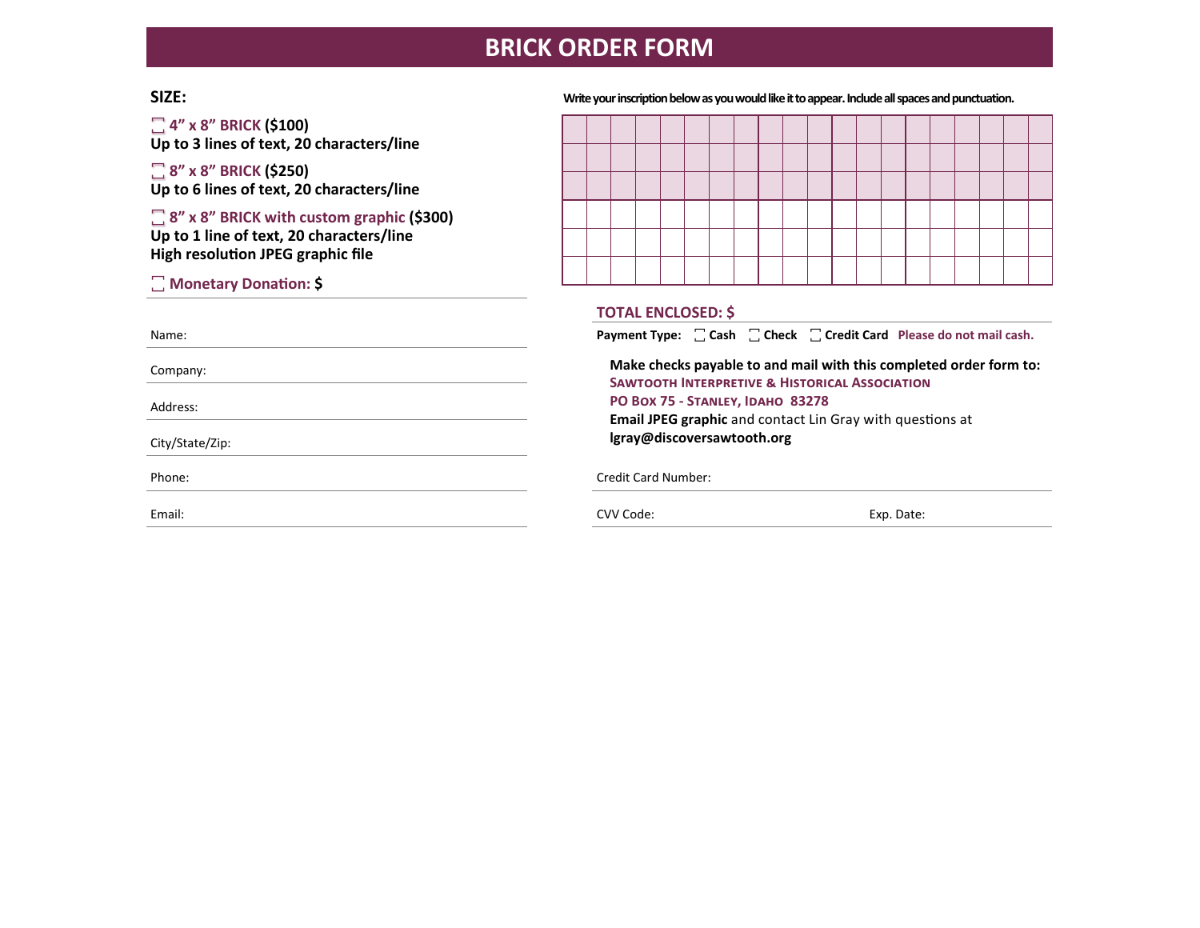# BRICK ORDER FORM

**SIZE:**

☐ **4" x 8" BRICK ($100)**
**Up to 3 lines of text, 20 characters/line**

☐ **8" x 8" BRICK ($250)**
**Up to 6 lines of text, 20 characters/line**

☐ **8" x 8" BRICK with custom graphic ($300)**
**Up to 1 line of text, 20 characters/line**
**High resolution JPEG graphic file**

☐ **Monetary Donation: $**

Name:

Company:

Address:

City/State/Zip:

Phone:

Email:

**Write your inscription below as you would like it to appear. Include all spaces and punctuation.**

| | | | | | | | | | | | | | | | | | | | |
|---|---|---|---|---|---|---|---|---|---|---|---|---|---|---|---|---|---|---|---|
| | | | | | | | | | | | | | | | | | | | |
| | | | | | | | | | | | | | | | | | | | |
| | | | | | | | | | | | | | | | | | | | |
| | | | | | | | | | | | | | | | | | | | |
| | | | | | | | | | | | | | | | | | | | |
| | | | | | | | | | | | | | | | | | | | |

**TOTAL ENCLOSED: $**

**Payment Type:** ☐ **Cash** ☐ **Check** ☐ **Credit Card** **Please do not mail cash.**

**Make checks payable to and mail with this completed order form to:**
**SAWTOOTH INTERPRETIVE & HISTORICAL ASSOCIATION**
**PO BOX 75 - STANLEY, IDAHO 83278**
**Email JPEG graphic** and contact Lin Gray with questions at
**lgray@discoversawtooth.org**

Credit Card Number:

CVV Code:

Exp. Date: